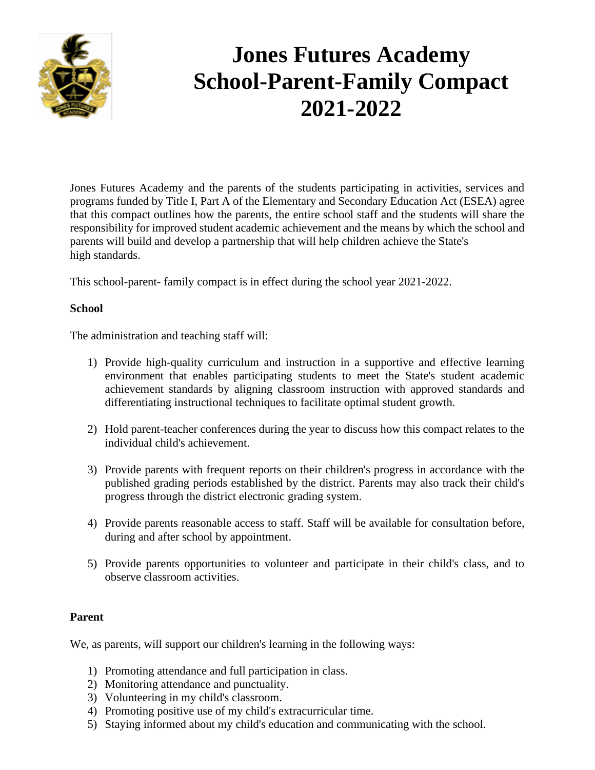# Jones Futures Academy School-Parent-Family Compact 2021-2022

Jones Futures Academy and the parents of the students participating in activities, services and programs funded by Title I, Part A of the Elementary and Secondary Education Act (ESEA) agree that this compact outlines how the parents, the entire school staff and the students will share the responsibility for improved student academic achievement and the means by which the school and parents will build and develop a partnership that will help children achieve the State's high standards.

This school-parent- family compact is in effect during the school year 2021-2022.

**School**

The administration and teaching staff will:

1) Provide high-quality curriculum and instruction in a supportive and effective learning environment that enables participating students to meet the State's student academic achievement standards by aligning classroom instruction with approved standards and differentiating instructional techniques to facilitate optimal student growth.

2) Hold parent-teacher conferences during the year to discuss how this compact relates to the individual child's achievement.

3) Provide parents with frequent reports on their children's progress in accordance with the published grading periods established by the district. Parents may also track their child's progress through the district electronic grading system.

4) Provide parents reasonable access to staff. Staff will be available for consultation before, during and after school by appointment.

5) Provide parents opportunities to volunteer and participate in their child's class, and to observe classroom activities.

**Parent**

We, as parents, will support our children's learning in the following ways:

1) Promoting attendance and full participation in class.
2) Monitoring attendance and punctuality.
3) Volunteering in my child's classroom.
4) Promoting positive use of my child's extracurricular time.
5) Staying informed about my child's education and communicating with the school.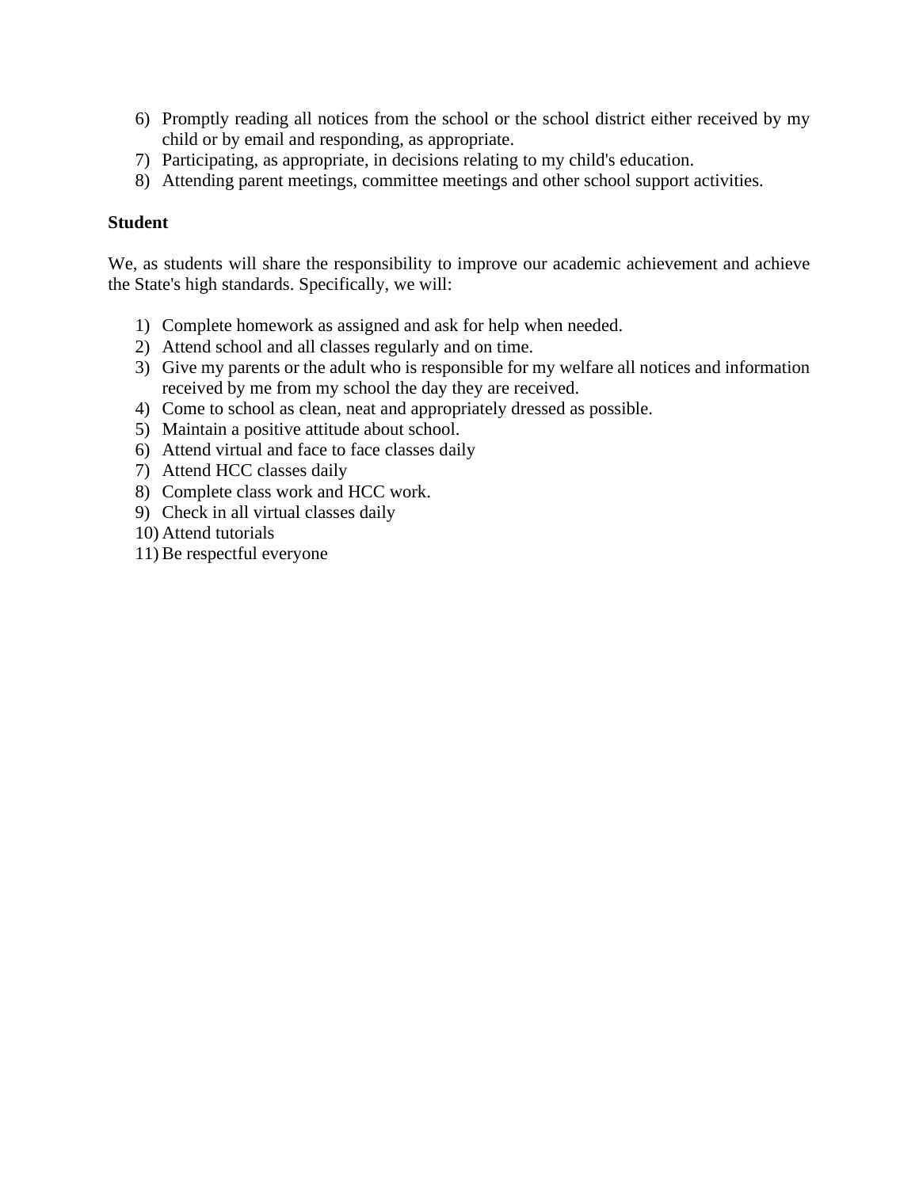6) Promptly reading all notices from the school or the school district either received by my child or by email and responding, as appropriate.
7) Participating, as appropriate, in decisions relating to my child's education.
8) Attending parent meetings, committee meetings and other school support activities.

**Student**

We, as students will share the responsibility to improve our academic achievement and achieve the State's high standards. Specifically, we will:

1) Complete homework as assigned and ask for help when needed.
2) Attend school and all classes regularly and on time.
3) Give my parents or the adult who is responsible for my welfare all notices and information received by me from my school the day they are received.
4) Come to school as clean, neat and appropriately dressed as possible.
5) Maintain a positive attitude about school.
6) Attend virtual and face to face classes daily
7) Attend HCC classes daily
8) Complete class work and HCC work.
9) Check in all virtual classes daily
10) Attend tutorials
11) Be respectful everyone